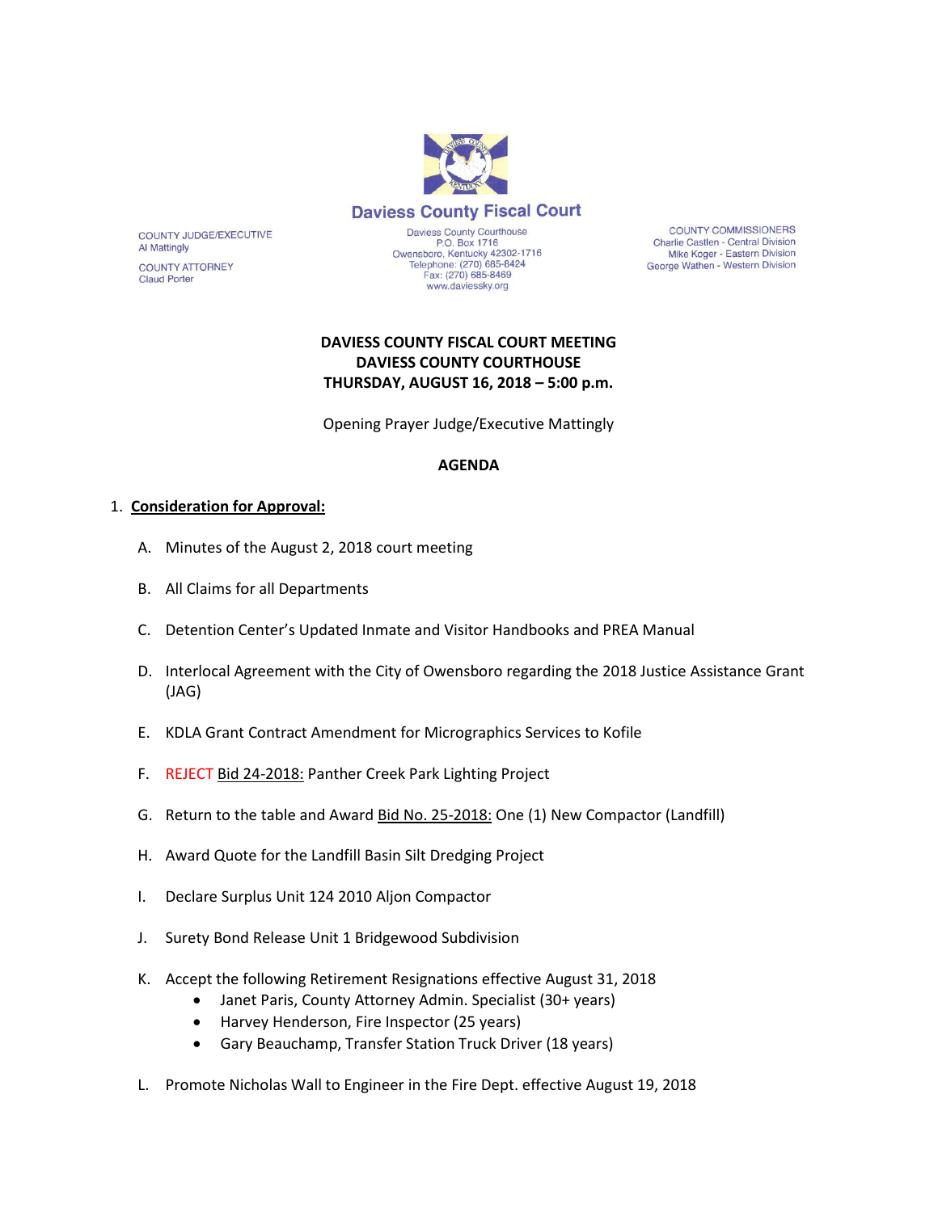# Daviess County Fiscal Court

COUNTY JUDGE/EXECUTIVE
Al Mattingly

COUNTY ATTORNEY
Claud Porter

Daviess County Courthouse
P.O. Box 1716
Owensboro, Kentucky 42302-1716
Telephone: (270) 685-8424
Fax: (270) 685-8469
www.daviessky.org

COUNTY COMMISSIONERS
Charlie Castlen - Central Division
Mike Koger - Eastern Division
George Wathen - Western Division

**DAVIESS COUNTY FISCAL COURT MEETING**
**DAVIESS COUNTY COURTHOUSE**
**THURSDAY, AUGUST 16, 2018 – 5:00 p.m.**

Opening Prayer Judge/Executive Mattingly

**AGENDA**

1. **Consideration for Approval:**

   A. Minutes of the August 2, 2018 court meeting

   B. All Claims for all Departments

   C. Detention Center's Updated Inmate and Visitor Handbooks and PREA Manual

   D. Interlocal Agreement with the City of Owensboro regarding the 2018 Justice Assistance Grant (JAG)

   E. KDLA Grant Contract Amendment for Micrographics Services to Kofile

   F. REJECT Bid 24-2018: Panther Creek Park Lighting Project

   G. Return to the table and Award Bid No. 25-2018: One (1) New Compactor (Landfill)

   H. Award Quote for the Landfill Basin Silt Dredging Project

   I. Declare Surplus Unit 124 2010 Aljon Compactor

   J. Surety Bond Release Unit 1 Bridgewood Subdivision

   K. Accept the following Retirement Resignations effective August 31, 2018
      - Janet Paris, County Attorney Admin. Specialist (30+ years)
      - Harvey Henderson, Fire Inspector (25 years)
      - Gary Beauchamp, Transfer Station Truck Driver (18 years)

   L. Promote Nicholas Wall to Engineer in the Fire Dept. effective August 19, 2018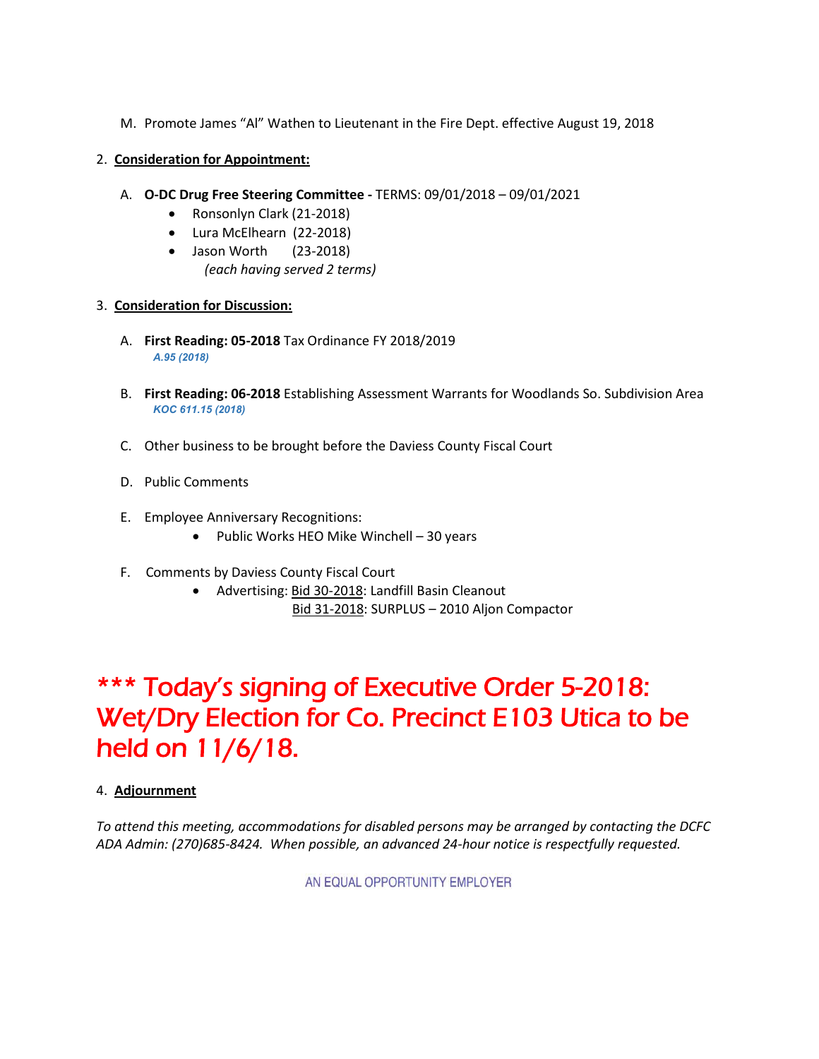M. Promote James "Al" Wathen to Lieutenant in the Fire Dept. effective August 19, 2018

2. **Consideration for Appointment:**

   A. **O-DC Drug Free Steering Committee -** TERMS: 09/01/2018 – 09/01/2021
   - Ronsonlyn Clark (21-2018)
   - Lura McElhearn (22-2018)
   - Jason Worth (23-2018)

     *(each having served 2 terms)*

3. **Consideration for Discussion:**

   A. **First Reading: 05-2018** Tax Ordinance FY 2018/2019
   ***A.95 (2018)***

   B. **First Reading: 06-2018** Establishing Assessment Warrants for Woodlands So. Subdivision Area
   ***KOC 611.15 (2018)***

   C. Other business to be brought before the Daviess County Fiscal Court

   D. Public Comments

   E. Employee Anniversary Recognitions:
   - Public Works HEO Mike Winchell – 30 years

   F. Comments by Daviess County Fiscal Court
   - Advertising: Bid 30-2018: Landfill Basin Cleanout
     Bid 31-2018: SURPLUS – 2010 Aljon Compactor

## *** Today's signing of Executive Order 5-2018: Wet/Dry Election for Co. Precinct E103 Utica to be held on 11/6/18.

4. **Adjournment**

*To attend this meeting, accommodations for disabled persons may be arranged by contacting the DCFC ADA Admin: (270)685-8424. When possible, an advanced 24-hour notice is respectfully requested.*

AN EQUAL OPPORTUNITY EMPLOYER